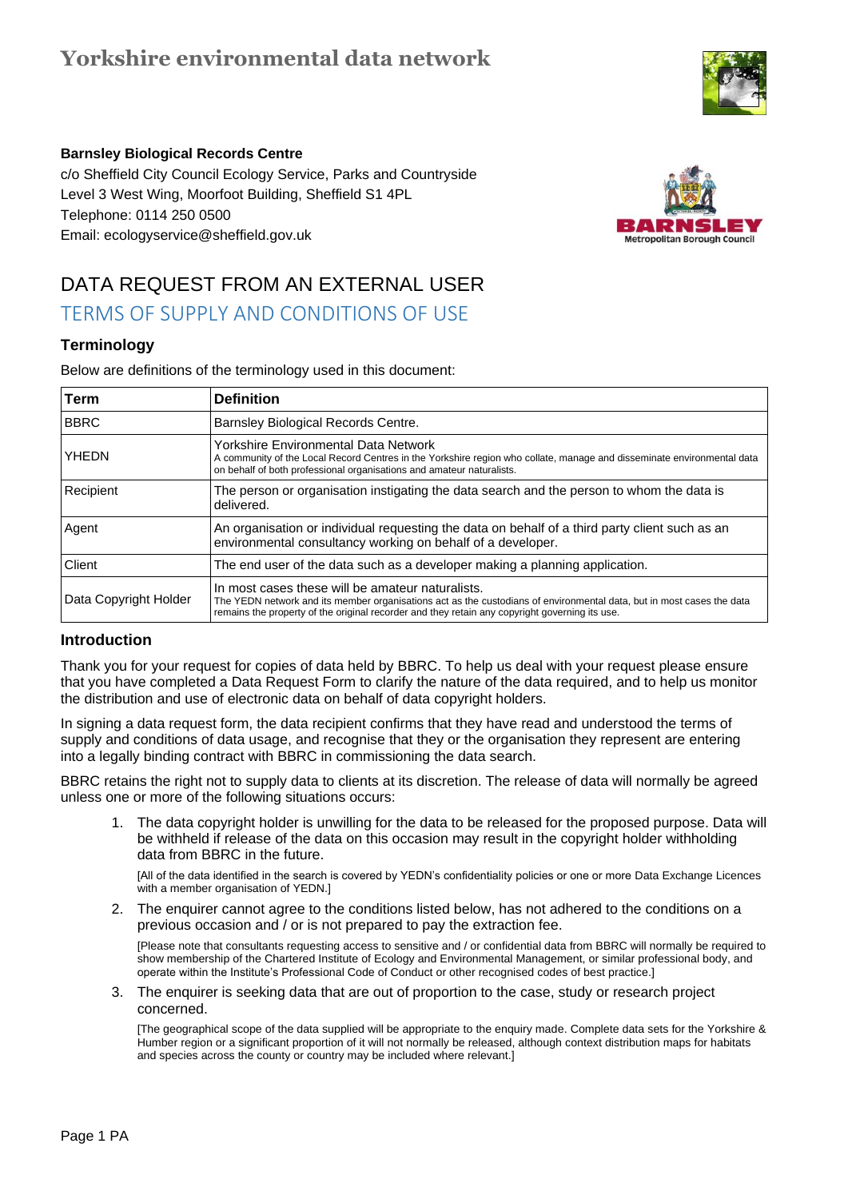# Yorkshire environmental data network

**Barnsley Biological Records Centre**
c/o Sheffield City Council Ecology Service, Parks and Countryside
Level 3 West Wing, Moorfoot Building, Sheffield S1 4PL
Telephone: 0114 250 0500
Email: ecologyservice@sheffield.gov.uk

## DATA REQUEST FROM AN EXTERNAL USER

## TERMS OF SUPPLY AND CONDITIONS OF USE

### Terminology

Below are definitions of the terminology used in this document:

| Term | Definition |
|---|---|
| BBRC | Barnsley Biological Records Centre. |
| YHEDN | Yorkshire Environmental Data Network<br>A community of the Local Record Centres in the Yorkshire region who collate, manage and disseminate environmental data on behalf of both professional organisations and amateur naturalists. |
| Recipient | The person or organisation instigating the data search and the person to whom the data is delivered. |
| Agent | An organisation or individual requesting the data on behalf of a third party client such as an environmental consultancy working on behalf of a developer. |
| Client | The end user of the data such as a developer making a planning application. |
| Data Copyright Holder | In most cases these will be amateur naturalists.<br>The YEDN network and its member organisations act as the custodians of environmental data, but in most cases the data remains the property of the original recorder and they retain any copyright governing its use. |

### Introduction

Thank you for your request for copies of data held by BBRC. To help us deal with your request please ensure that you have completed a Data Request Form to clarify the nature of the data required, and to help us monitor the distribution and use of electronic data on behalf of data copyright holders.

In signing a data request form, the data recipient confirms that they have read and understood the terms of supply and conditions of data usage, and recognise that they or the organisation they represent are entering into a legally binding contract with BBRC in commissioning the data search.

BBRC retains the right not to supply data to clients at its discretion. The release of data will normally be agreed unless one or more of the following situations occurs:

1. The data copyright holder is unwilling for the data to be released for the proposed purpose. Data will be withheld if release of the data on this occasion may result in the copyright holder withholding data from BBRC in the future.

   [All of the data identified in the search is covered by YEDN's confidentiality policies or one or more Data Exchange Licences with a member organisation of YEDN.]

2. The enquirer cannot agree to the conditions listed below, has not adhered to the conditions on a previous occasion and / or is not prepared to pay the extraction fee.

   [Please note that consultants requesting access to sensitive and / or confidential data from BBRC will normally be required to show membership of the Chartered Institute of Ecology and Environmental Management, or similar professional body, and operate within the Institute's Professional Code of Conduct or other recognised codes of best practice.]

3. The enquirer is seeking data that are out of proportion to the case, study or research project concerned.

   [The geographical scope of the data supplied will be appropriate to the enquiry made. Complete data sets for the Yorkshire & Humber region or a significant proportion of it will not normally be released, although context distribution maps for habitats and species across the county or country may be included where relevant.]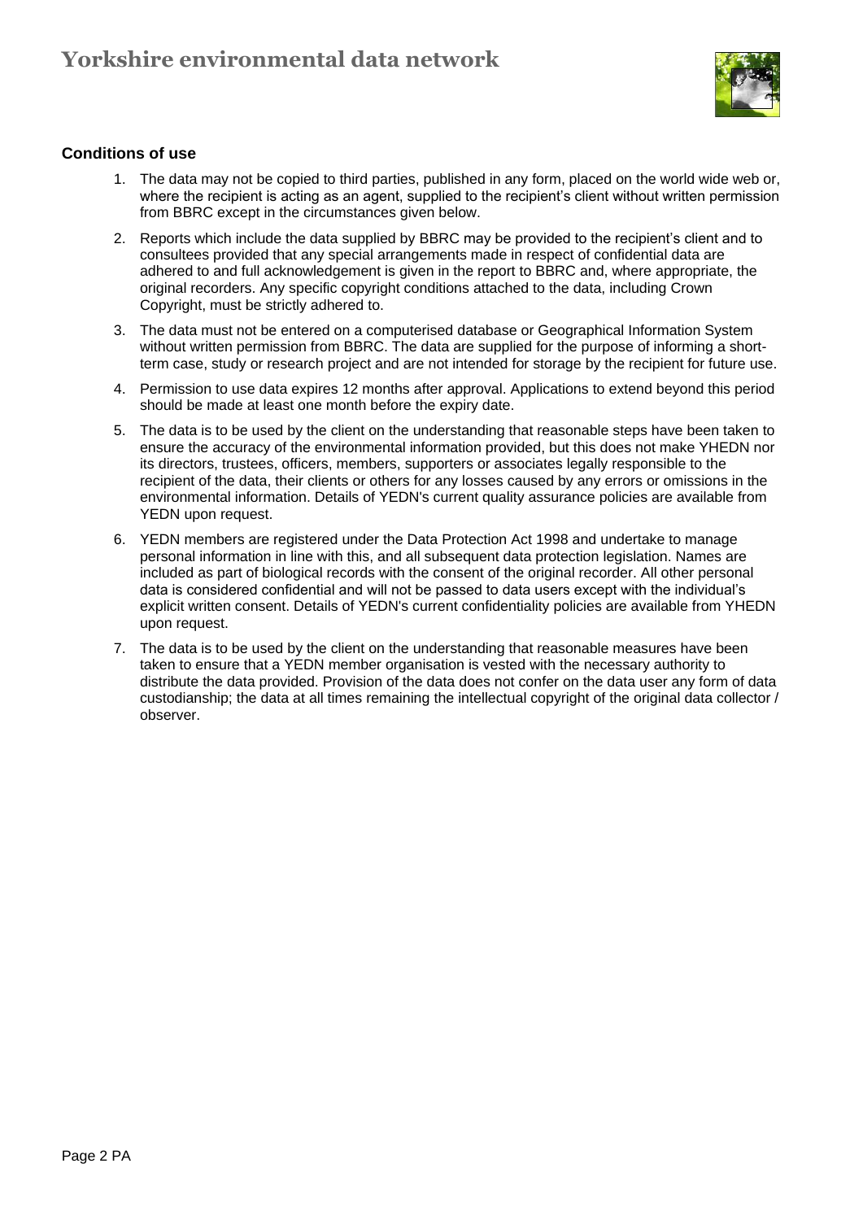# Yorkshire environmental data network

## Conditions of use

1. The data may not be copied to third parties, published in any form, placed on the world wide web or, where the recipient is acting as an agent, supplied to the recipient's client without written permission from BBRC except in the circumstances given below.
2. Reports which include the data supplied by BBRC may be provided to the recipient's client and to consultees provided that any special arrangements made in respect of confidential data are adhered to and full acknowledgement is given in the report to BBRC and, where appropriate, the original recorders. Any specific copyright conditions attached to the data, including Crown Copyright, must be strictly adhered to.
3. The data must not be entered on a computerised database or Geographical Information System without written permission from BBRC. The data are supplied for the purpose of informing a short-term case, study or research project and are not intended for storage by the recipient for future use.
4. Permission to use data expires 12 months after approval. Applications to extend beyond this period should be made at least one month before the expiry date.
5. The data is to be used by the client on the understanding that reasonable steps have been taken to ensure the accuracy of the environmental information provided, but this does not make YHEDN nor its directors, trustees, officers, members, supporters or associates legally responsible to the recipient of the data, their clients or others for any losses caused by any errors or omissions in the environmental information. Details of YEDN's current quality assurance policies are available from YEDN upon request.
6. YEDN members are registered under the Data Protection Act 1998 and undertake to manage personal information in line with this, and all subsequent data protection legislation. Names are included as part of biological records with the consent of the original recorder. All other personal data is considered confidential and will not be passed to data users except with the individual's explicit written consent. Details of YEDN's current confidentiality policies are available from YHEDN upon request.
7. The data is to be used by the client on the understanding that reasonable measures have been taken to ensure that a YEDN member organisation is vested with the necessary authority to distribute the data provided. Provision of the data does not confer on the data user any form of data custodianship; the data at all times remaining the intellectual copyright of the original data collector / observer.